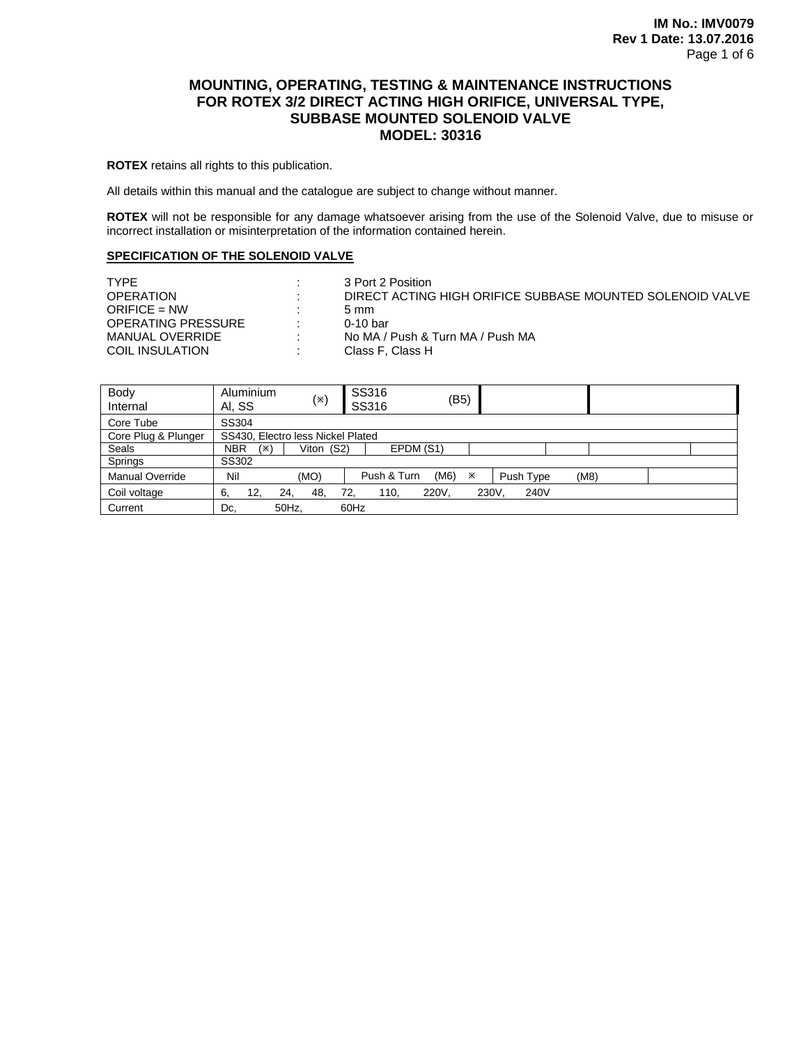# MOUNTING, OPERATING, TESTING & MAINTENANCE INSTRUCTIONS FOR ROTEX 3/2 DIRECT ACTING HIGH ORIFICE, UNIVERSAL TYPE, SUBBASE MOUNTED SOLENOID VALVE MODEL: 30316

**ROTEX** retains all rights to this publication.

All details within this manual and the catalogue are subject to change without manner.

**ROTEX** will not be responsible for any damage whatsoever arising from the use of the Solenoid Valve, due to misuse or incorrect installation or misinterpretation of the information contained herein.

## SPECIFICATION OF THE SOLENOID VALVE

| | | |
|---|---|---|
| TYPE | : | 3 Port 2 Position |
| OPERATION | : | DIRECT ACTING HIGH ORIFICE SUBBASE MOUNTED SOLENOID VALVE |
| ORIFICE = NW | : | 5 mm |
| OPERATING PRESSURE | : | 0-10 bar |
| MANUAL OVERRIDE | : | No MA / Push & Turn MA / Push MA |
| COIL INSULATION | : | Class F, Class H |

| | | | | |
|---|---|---|---|---|
| Body<br>Internal | Aluminium<br>Al, SS (※) | SS316<br>SS316 (B5) | | |
| Core Tube | SS304 | | | |
| Core Plug & Plunger | SS430, Electro less Nickel Plated | | | |
| Seals | NBR (※) | Viton (S2) | EPDM (S1) | |
| Springs | SS302 | | | |
| Manual Override | Nil (MO) | Push & Turn (M6) ※ | Push Type (M8) | |
| Coil voltage | 6, 12, 24, 48, 72, 110, 220V, 230V, 240V | | | |
| Current | Dc, 50Hz, 60Hz | | | |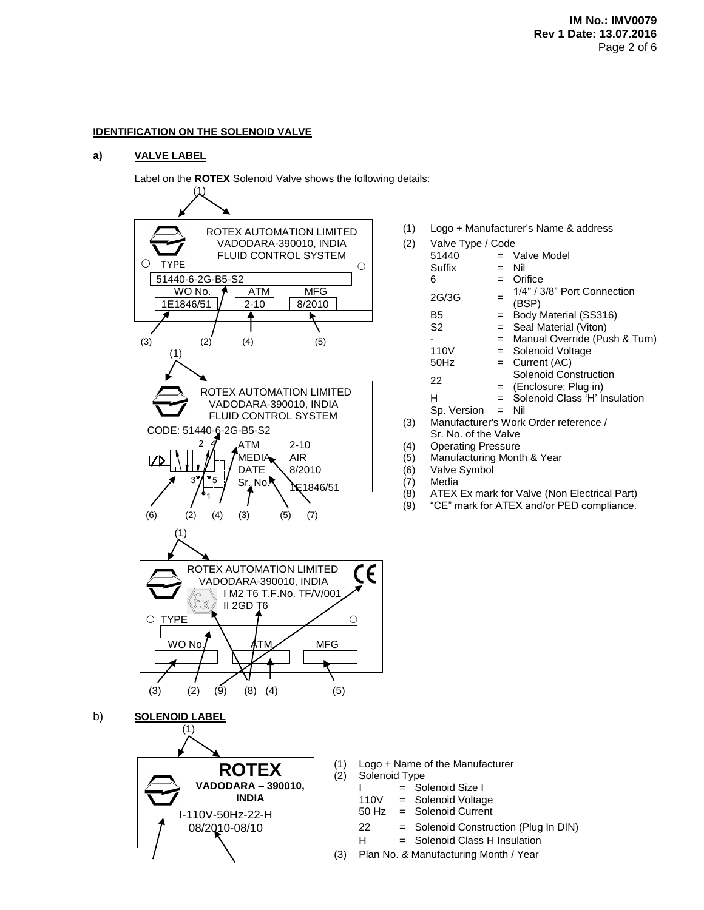## IDENTIFICATION ON THE SOLENOID VALVE

### a) VALVE LABEL

Label on the **ROTEX** Solenoid Valve shows the following details:

ROTEX AUTOMATION LIMITED
VADODARA-390010, INDIA
FLUID CONTROL SYSTEM
TYPE
51440-6-2G-B5-S2

| WO No. | ATM | MFG |
|---|---|---|
| 1E1846/51 | 2-10 | 8/2010 |

(3) (2) (4) (5)

ROTEX AUTOMATION LIMITED
VADODARA-390010, INDIA
FLUID CONTROL SYSTEM
CODE: 51440-6-2G-B5-S2

| | |
|---|---|
| ATM | 2-10 |
| MEDIA | AIR |
| DATE | 8/2010 |
| Sr. No. | 1E1846/51 |

(6) (2) (4) (3) (5) (7)

ROTEX AUTOMATION LIMITED
VADODARA-390010, INDIA
I M2 T6 T.F.No. TF/V/001
II 2GD T6
TYPE
WO No. ATM MFG

(3) (2) (9) (8) (4) (5)

(1) Logo + Manufacturer's Name & address
(2) Valve Type / Code

| | | |
|---|---|---|
| 51440 | = | Valve Model |
| Suffix | = | Nil |
| 6 | = | Orifice |
| 2G/3G | = | 1/4" / 3/8" Port Connection (BSP) |
| B5 | = | Body Material (SS316) |
| S2 | = | Seal Material (Viton) |
| - | = | Manual Override (Push & Turn) |
| 110V | = | Solenoid Voltage |
| 50Hz | = | Current (AC) |
| 22 | = | Solenoid Construction (Enclosure: Plug in) |
| H | = | Solenoid Class 'H' Insulation |
| Sp. Version | = | Nil |

(3) Manufacturer's Work Order reference / Sr. No. of the Valve
(4) Operating Pressure
(5) Manufacturing Month & Year
(6) Valve Symbol
(7) Media
(8) ATEX Ex mark for Valve (Non Electrical Part)
(9) "CE" mark for ATEX and/or PED compliance.

### b) SOLENOID LABEL

**ROTEX**
**VADODARA – 390010, INDIA**
I-110V-50Hz-22-H
08/2010-08/10

(1) Logo + Name of the Manufacturer
(2) Solenoid Type

| | | |
|---|---|---|
| I | = | Solenoid Size I |
| 110V | = | Solenoid Voltage |
| 50 Hz | = | Solenoid Current |
| 22 | = | Solenoid Construction (Plug In DIN) |
| H | = | Solenoid Class H Insulation |

(3) Plan No. & Manufacturing Month / Year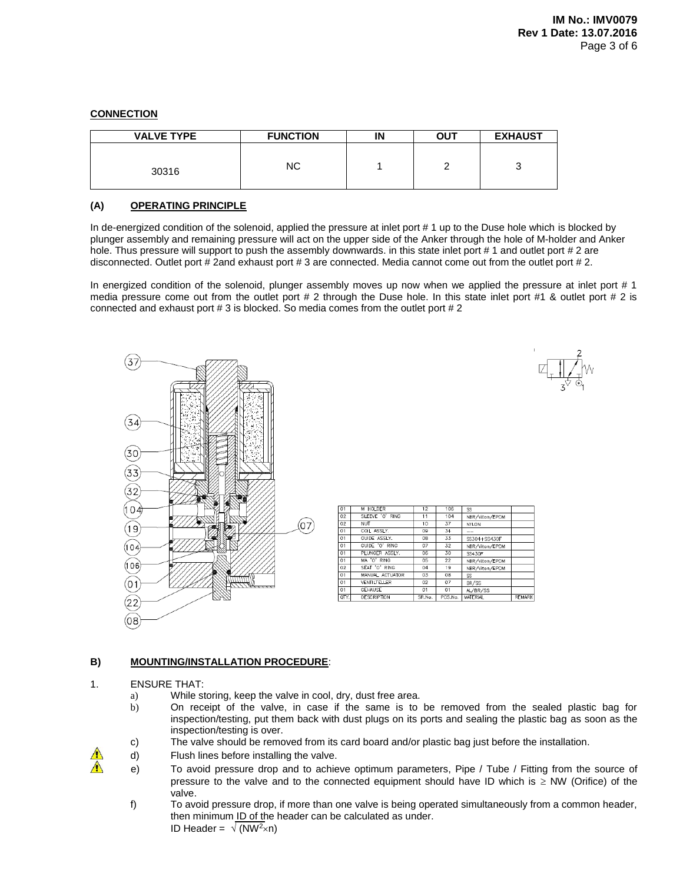## CONNECTION

| VALVE TYPE | FUNCTION | IN | OUT | EXHAUST |
|---|---|---|---|---|
| 30316 | NC | 1 | 2 | 3 |

### (A) OPERATING PRINCIPLE

In de-energized condition of the solenoid, applied the pressure at inlet port # 1 up to the Duse hole which is blocked by plunger assembly and remaining pressure will act on the upper side of the Anker through the hole of M-holder and Anker hole. Thus pressure will support to push the assembly downwards. in this state inlet port # 1 and outlet port # 2 are disconnected. Outlet port # 2and exhaust port # 3 are connected. Media cannot come out from the outlet port # 2.

In energized condition of the solenoid, plunger assembly moves up now when we applied the pressure at inlet port # 1 media pressure come out from the outlet port # 2 through the Duse hole. In this state inlet port #1 & outlet port # 2 is connected and exhaust port # 3 is blocked. So media comes from the outlet port # 2

| QTY. | DESCRIPTION | SR.No. | POS.No. | MATERIAL | REMARK |
|---|---|---|---|---|---|
| 01 | M HOLDER | 12 | 106 | SS | |
| 02 | SLEEVE 'O' RING | 11 | 104 | NBR/Viton/EPDM | |
| 02 | NUT | 10 | 37 | NYLON | |
| 01 | COIL ASSLY. | 09 | 34 | --- | |
| 01 | GUIDE ASSLY. | 08 | 33 | SS304+SS430F | |
| 01 | GUIDE 'O' RING | 07 | 32 | NBR/Viton/EPDM | |
| 01 | PLUNGER ASSLY. | 06 | 30 | SS430F | |
| 01 | MA 'O' RING | 05 | 22 | NBR/Viton/EPDM | |
| 02 | SEAT 'O' RING | 04 | 19 | NBR/Viton/EPDM | |
| 01 | MANUAL ACTUATOR | 03 | 08 | SS | |
| 01 | VENTILTELLER | 02 | 07 | BR/SS | |
| 01 | GEHAUSE | 01 | 01 | AL/BR/SS | |

### B) MOUNTING/INSTALLATION PROCEDURE:

1. ENSURE THAT:
   - a) While storing, keep the valve in cool, dry, dust free area.
   - b) On receipt of the valve, in case if the same is to be removed from the sealed plastic bag for inspection/testing, put them back with dust plugs on its ports and sealing the plastic bag as soon as the inspection/testing is over.
   - c) The valve should be removed from its card board and/or plastic bag just before the installation.
   - d) Flush lines before installing the valve.
   - e) To avoid pressure drop and to achieve optimum parameters, Pipe / Tube / Fitting from the source of pressure to the valve and to the connected equipment should have ID which is $\geq$ NW (Orifice) of the valve.
   - f) To avoid pressure drop, if more than one valve is being operated simultaneously from a common header, then minimum ID of the header can be calculated as under.
     ID Header = $\sqrt{(NW^2 \times n)}$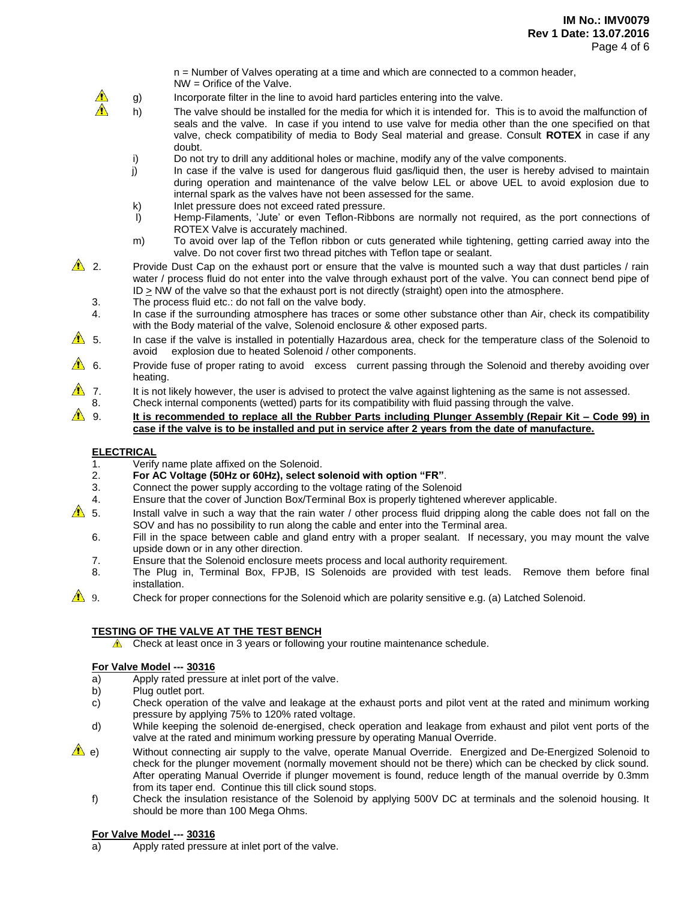n = Number of Valves operating at a time and which are connected to a common header,
NW = Orifice of the Valve.

⚠ g) Incorporate filter in the line to avoid hard particles entering into the valve.

⚠ h) The valve should be installed for the media for which it is intended for. This is to avoid the malfunction of seals and the valve. In case if you intend to use valve for media other than the one specified on that valve, check compatibility of media to Body Seal material and grease. Consult **ROTEX** in case if any doubt.

i) Do not try to drill any additional holes or machine, modify any of the valve components.

j) In case if the valve is used for dangerous fluid gas/liquid then, the user is hereby advised to maintain during operation and maintenance of the valve below LEL or above UEL to avoid explosion due to internal spark as the valves have not been assessed for the same.

k) Inlet pressure does not exceed rated pressure.

l) Hemp-Filaments, 'Jute' or even Teflon-Ribbons are normally not required, as the port connections of ROTEX Valve is accurately machined.

m) To avoid over lap of the Teflon ribbon or cuts generated while tightening, getting carried away into the valve. Do not cover first two thread pitches with Teflon tape or sealant.

⚠ 2. Provide Dust Cap on the exhaust port or ensure that the valve is mounted such a way that dust particles / rain water / process fluid do not enter into the valve through exhaust port of the valve. You can connect bend pipe of ID $\geq$ NW of the valve so that the exhaust port is not directly (straight) open into the atmosphere.

3. The process fluid etc.: do not fall on the valve body.

4. In case if the surrounding atmosphere has traces or some other substance other than Air, check its compatibility with the Body material of the valve, Solenoid enclosure & other exposed parts.

⚠ 5. In case if the valve is installed in potentially Hazardous area, check for the temperature class of the Solenoid to avoid explosion due to heated Solenoid / other components.

⚠ 6. Provide fuse of proper rating to avoid excess current passing through the Solenoid and thereby avoiding over heating.

⚠ 7. It is not likely however, the user is advised to protect the valve against lightening as the same is not assessed.

8. Check internal components (wetted) parts for its compatibility with fluid passing through the valve.

⚠ 9. **It is recommended to replace all the Rubber Parts including Plunger Assembly (Repair Kit – Code 99) in case if the valve is to be installed and put in service after 2 years from the date of manufacture.**

## ELECTRICAL

1. Verify name plate affixed on the Solenoid.
2. **For AC Voltage (50Hz or 60Hz), select solenoid with option "FR"**.
3. Connect the power supply according to the voltage rating of the Solenoid
4. Ensure that the cover of Junction Box/Terminal Box is properly tightened wherever applicable.

⚠ 5. Install valve in such a way that the rain water / other process fluid dripping along the cable does not fall on the SOV and has no possibility to run along the cable and enter into the Terminal area.

6. Fill in the space between cable and gland entry with a proper sealant. If necessary, you may mount the valve upside down or in any other direction.
7. Ensure that the Solenoid enclosure meets process and local authority requirement.
8. The Plug in, Terminal Box, FPJB, IS Solenoids are provided with test leads. Remove them before final installation.

⚠ 9. Check for proper connections for the Solenoid which are polarity sensitive e.g. (a) Latched Solenoid.

## TESTING OF THE VALVE AT THE TEST BENCH

⚠ Check at least once in 3 years or following your routine maintenance schedule.

### For Valve Model --- 30316

a) Apply rated pressure at inlet port of the valve.

b) Plug outlet port.

c) Check operation of the valve and leakage at the exhaust ports and pilot vent at the rated and minimum working pressure by applying 75% to 120% rated voltage.

d) While keeping the solenoid de-energised, check operation and leakage from exhaust and pilot vent ports of the valve at the rated and minimum working pressure by operating Manual Override.

⚠ e) Without connecting air supply to the valve, operate Manual Override. Energized and De-Energized Solenoid to check for the plunger movement (normally movement should not be there) which can be checked by click sound. After operating Manual Override if plunger movement is found, reduce length of the manual override by 0.3mm from its taper end. Continue this till click sound stops.

f) Check the insulation resistance of the Solenoid by applying 500V DC at terminals and the solenoid housing. It should be more than 100 Mega Ohms.

### For Valve Model --- 30316

a) Apply rated pressure at inlet port of the valve.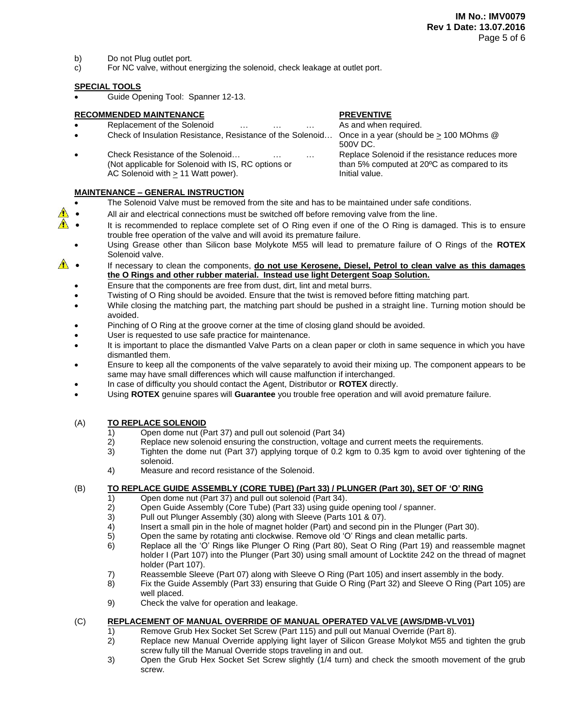b) Do not Plug outlet port.

c) For NC valve, without energizing the solenoid, check leakage at outlet port.

**SPECIAL TOOLS**

- Guide Opening Tool: Spanner 12-13.

| **RECOMMENDED MAINTENANCE** | **PREVENTIVE** |
|---|---|
| • Replacement of the Solenoid … … … | As and when required. |
| • Check of Insulation Resistance, Resistance of the Solenoid… | Once in a year (should be ≥ 100 MOhms @ 500V DC. |
| • Check Resistance of the Solenoid… … … (Not applicable for Solenoid with IS, RC options or AC Solenoid with ≥ 11 Watt power). | Replace Solenoid if the resistance reduces more than 5% computed at 20ºC as compared to its Initial value. |

**MAINTENANCE – GENERAL INSTRUCTION**

- The Solenoid Valve must be removed from the site and has to be maintained under safe conditions.
- ⚠ All air and electrical connections must be switched off before removing valve from the line.
- ⚠ It is recommended to replace complete set of O Ring even if one of the O Ring is damaged. This is to ensure trouble free operation of the valve and will avoid its premature failure.
- Using Grease other than Silicon base Molykote M55 will lead to premature failure of O Rings of the **ROTEX** Solenoid valve.
- ⚠ If necessary to clean the components, **do not use Kerosene, Diesel, Petrol to clean valve as this damages the O Rings and other rubber material. Instead use light Detergent Soap Solution.**
- Ensure that the components are free from dust, dirt, lint and metal burrs.
- Twisting of O Ring should be avoided. Ensure that the twist is removed before fitting matching part.
- While closing the matching part, the matching part should be pushed in a straight line. Turning motion should be avoided.
- Pinching of O Ring at the groove corner at the time of closing gland should be avoided.
- User is requested to use safe practice for maintenance.
- It is important to place the dismantled Valve Parts on a clean paper or cloth in same sequence in which you have dismantled them.
- Ensure to keep all the components of the valve separately to avoid their mixing up. The component appears to be same may have small differences which will cause malfunction if interchanged.
- In case of difficulty you should contact the Agent, Distributor or **ROTEX** directly.
- Using **ROTEX** genuine spares will **Guarantee** you trouble free operation and will avoid premature failure.

(A) **TO REPLACE SOLENOID**

1) Open dome nut (Part 37) and pull out solenoid (Part 34)
2) Replace new solenoid ensuring the construction, voltage and current meets the requirements.
3) Tighten the dome nut (Part 37) applying torque of 0.2 kgm to 0.35 kgm to avoid over tightening of the solenoid.
4) Measure and record resistance of the Solenoid.

(B) **TO REPLACE GUIDE ASSEMBLY (CORE TUBE) (Part 33) / PLUNGER (Part 30), SET OF 'O' RING**

1) Open dome nut (Part 37) and pull out solenoid (Part 34).
2) Open Guide Assembly (Core Tube) (Part 33) using guide opening tool / spanner.
3) Pull out Plunger Assembly (30) along with Sleeve (Parts 101 & 07).
4) Insert a small pin in the hole of magnet holder (Part) and second pin in the Plunger (Part 30).
5) Open the same by rotating anti clockwise. Remove old 'O' Rings and clean metallic parts.
6) Replace all the 'O' Rings like Plunger O Ring (Part 80), Seat O Ring (Part 19) and reassemble magnet holder I (Part 107) into the Plunger (Part 30) using small amount of Locktite 242 on the thread of magnet holder (Part 107).
7) Reassemble Sleeve (Part 07) along with Sleeve O Ring (Part 105) and insert assembly in the body.
8) Fix the Guide Assembly (Part 33) ensuring that Guide O Ring (Part 32) and Sleeve O Ring (Part 105) are well placed.
9) Check the valve for operation and leakage.

(C) **REPLACEMENT OF MANUAL OVERRIDE OF MANUAL OPERATED VALVE (AWS/DMB-VLV01)**

1) Remove Grub Hex Socket Set Screw (Part 115) and pull out Manual Override (Part 8).
2) Replace new Manual Override applying light layer of Silicon Grease Molykot M55 and tighten the grub screw fully till the Manual Override stops traveling in and out.
3) Open the Grub Hex Socket Set Screw slightly (1/4 turn) and check the smooth movement of the grub screw.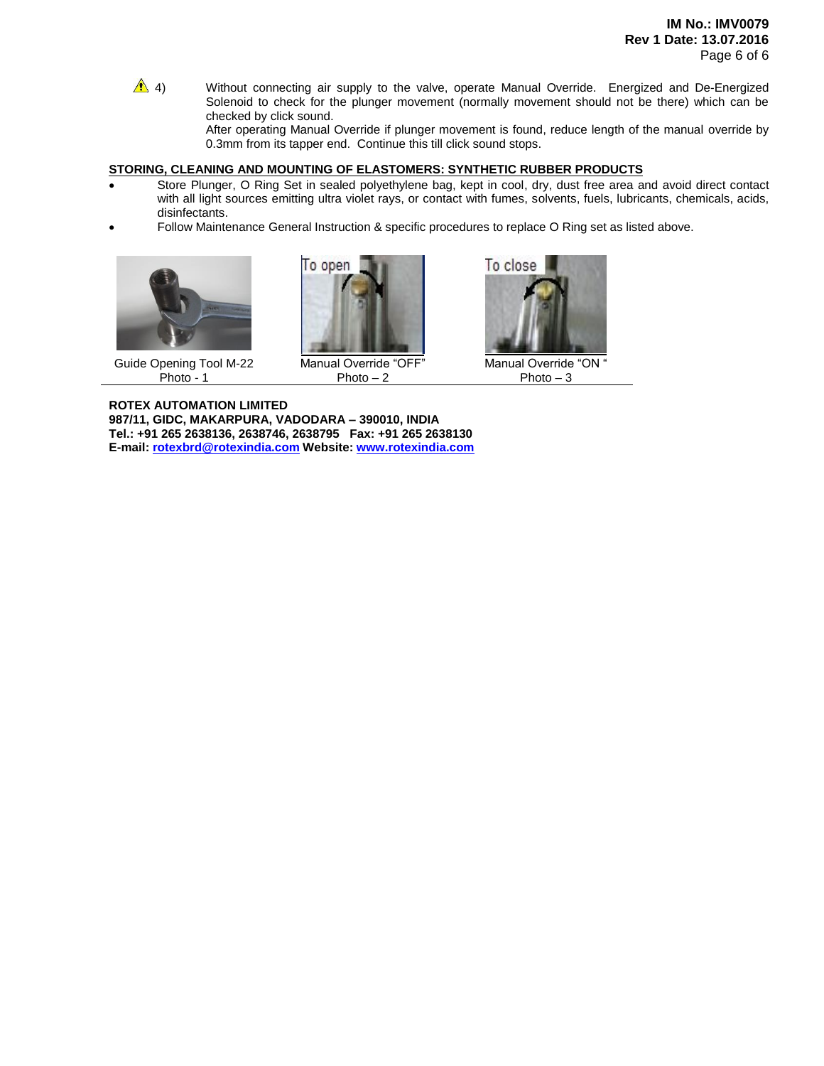⚠ 4) Without connecting air supply to the valve, operate Manual Override. Energized and De-Energized Solenoid to check for the plunger movement (normally movement should not be there) which can be checked by click sound.
After operating Manual Override if plunger movement is found, reduce length of the manual override by 0.3mm from its tapper end. Continue this till click sound stops.

**STORING, CLEANING AND MOUNTING OF ELASTOMERS: SYNTHETIC RUBBER PRODUCTS**

- Store Plunger, O Ring Set in sealed polyethylene bag, kept in cool, dry, dust free area and avoid direct contact with all light sources emitting ultra violet rays, or contact with fumes, solvents, fuels, lubricants, chemicals, acids, disinfectants.
- Follow Maintenance General Instruction & specific procedures to replace O Ring set as listed above.

Guide Opening Tool M-22
Photo - 1

To open

Manual Override "OFF"
Photo – 2

To close

Manual Override "ON "
Photo – 3

**ROTEX AUTOMATION LIMITED**
**987/11, GIDC, MAKARPURA, VADODARA – 390010, INDIA**
**Tel.: +91 265 2638136, 2638746, 2638795 Fax: +91 265 2638130**
**E-mail: rotexbrd@rotexindia.com Website: www.rotexindia.com**